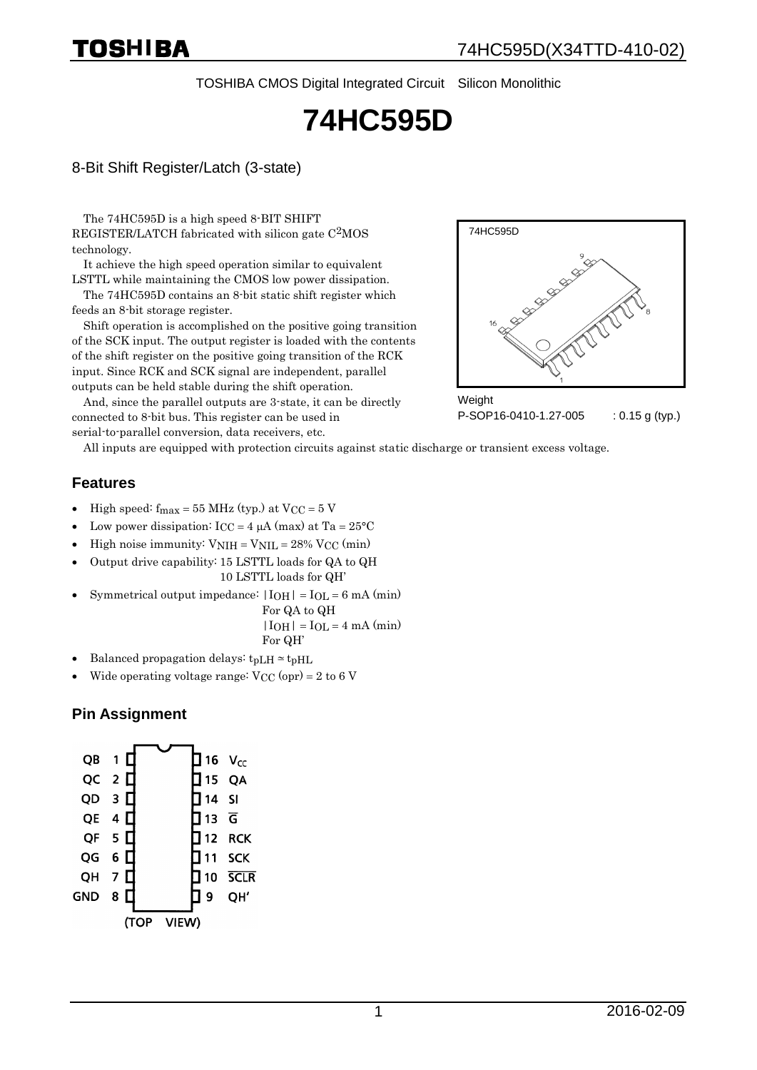TOSHIBA CMOS Digital Integrated Circuit Silicon Monolithic

# 74HC595D

## 8-Bit Shift Register/Latch (3-state)

The 74HC595D is a high speed 8-BIT SHIFT REGISTER/LATCH fabricated with silicon gate $C^2MOS$ technology.

It achieve the high speed operation similar to equivalent LSTTL while maintaining the CMOS low power dissipation.

The 74HC595D contains an 8-bit static shift register which feeds an 8-bit storage register.

Shift operation is accomplished on the positive going transition of the SCK input. The output register is loaded with the contents of the shift register on the positive going transition of the RCK input. Since RCK and SCK signal are independent, parallel outputs can be held stable during the shift operation.

And, since the parallel outputs are 3-state, it can be directly connected to 8-bit bus. This register can be used in serial-to-parallel conversion, data receivers, etc.

All inputs are equipped with protection circuits against static discharge or transient excess voltage.

74HC595D

Weight
P-SOP16-0410-1.27-005 : 0.15 g (typ.)

### Features

- High speed: $f_{max}$ = 55 MHz (typ.) at $V_{CC}$ = 5 V
- Low power dissipation: $I_{CC}$ = 4 μA (max) at Ta = 25°C
- High noise immunity: $V_{NIH} = V_{NIL}$ = 28% $V_{CC}$ (min)
- Output drive capability: 15 LSTTL loads for QA to QH
  10 LSTTL loads for QH'
- Symmetrical output impedance: $|I_{OH}| = I_{OL}$ = 6 mA (min)
  For QA to QH
  $|I_{OH}| = I_{OL}$ = 4 mA (min)
  For QH'
- Balanced propagation delays: $t_{pLH} \simeq t_{pHL}$
- Wide operating voltage range: $V_{CC}$ (opr) = 2 to 6 V

### Pin Assignment

| Pin name | Pin | Pin | Pin name |
|---|---|---|---|
| QB | 1 | 16 | $V_{CC}$ |
| QC | 2 | 15 | QA |
| QD | 3 | 14 | SI |
| QE | 4 | 13 | $\overline{G}$ |
| QF | 5 | 12 | RCK |
| QG | 6 | 11 | SCK |
| QH | 7 | 10 | $\overline{SCLR}$ |
| GND | 8 | 9 | QH' |

(TOP VIEW)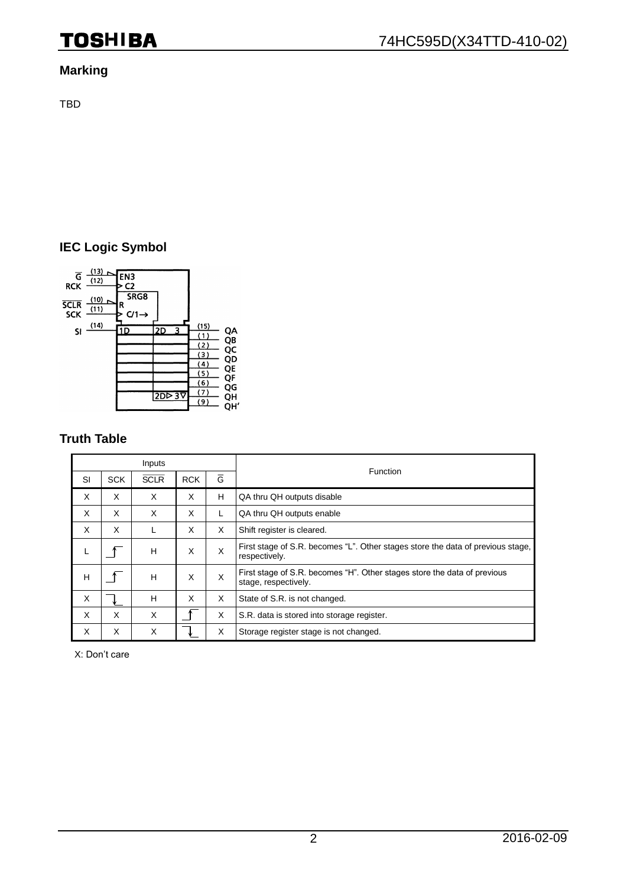## Marking

TBD

## IEC Logic Symbol

G̅ (13)
RCK (12)
S̅C̅L̅R̅ (10)
SCK (11)
SI (14)
EN3
C2
SRG8
R
C/1→
1D
2D 3
2D▷ 3∇
(15) QA
(1) QB
(2) QC
(3) QD
(4) QE
(5) QF
(6) QG
(7) QH
(9) QH'

## Truth Table

| Inputs | | | | | Function |
|---|---|---|---|---|---|
| SI | SCK | S̅C̅L̅R̅ | RCK | G̅ | |
| X | X | X | X | H | QA thru QH outputs disable |
| X | X | X | X | L | QA thru QH outputs enable |
| X | X | L | X | X | Shift register is cleared. |
| L | ↑ | H | X | X | First stage of S.R. becomes "L". Other stages store the data of previous stage, respectively. |
| H | ↑ | H | X | X | First stage of S.R. becomes "H". Other stages store the data of previous stage, respectively. |
| X | ↓ | H | X | X | State of S.R. is not changed. |
| X | X | X | ↑ | X | S.R. data is stored into storage register. |
| X | X | X | ↓ | X | Storage register stage is not changed. |

X: Don't care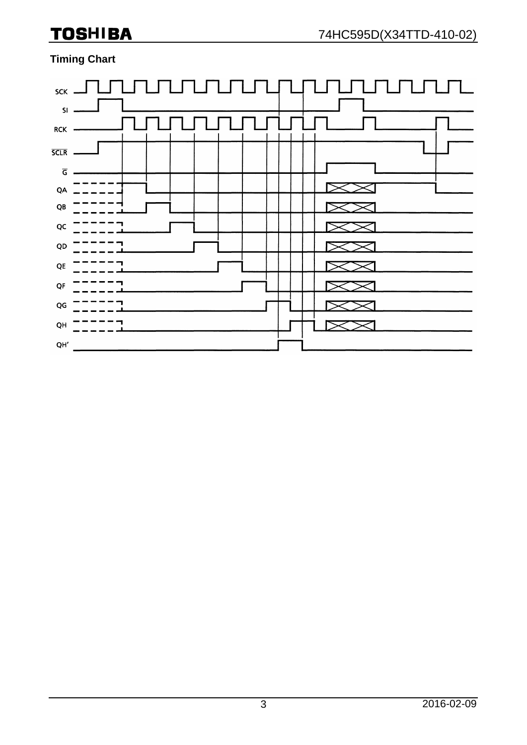## Timing Chart

SCK

SI

RCK

$\overline{SCLR}$

$\overline{G}$

QA

QB

QC

QD

QE

QF

QG

QH

QH'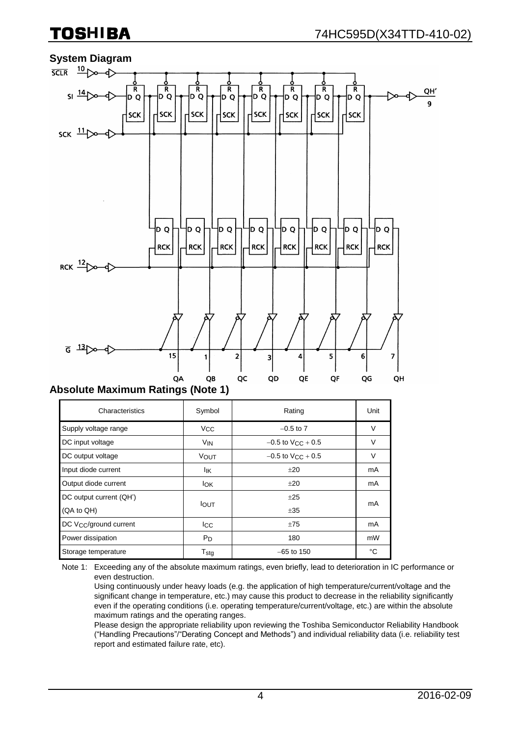## System Diagram

SCLR 10

SI 14

SCK 11

RCK 12

G 13

QH' 9

15 1 2 3 4 5 6 7

QA QB QC QD QE QF QG QH

## Absolute Maximum Ratings (Note 1)

| Characteristics | Symbol | Rating | Unit |
|---|---|---|---|
| Supply voltage range | $V_{CC}$ | −0.5 to 7 | V |
| DC input voltage | $V_{IN}$ | −0.5 to $V_{CC}$ + 0.5 | V |
| DC output voltage | $V_{OUT}$ | −0.5 to $V_{CC}$ + 0.5 | V |
| Input diode current | $I_{IK}$ | ±20 | mA |
| Output diode current | $I_{OK}$ | ±20 | mA |
| DC output current (QH') | $I_{OUT}$ | ±25 | mA |
| (QA to QH) | | ±35 | |
| DC $V_{CC}$/ground current | $I_{CC}$ | ±75 | mA |
| Power dissipation | $P_D$ | 180 | mW |
| Storage temperature | $T_{stg}$ | −65 to 150 | °C |

Note 1: Exceeding any of the absolute maximum ratings, even briefly, lead to deterioration in IC performance or even destruction.

Using continuously under heavy loads (e.g. the application of high temperature/current/voltage and the significant change in temperature, etc.) may cause this product to decrease in the reliability significantly even if the operating conditions (i.e. operating temperature/current/voltage, etc.) are within the absolute maximum ratings and the operating ranges.

Please design the appropriate reliability upon reviewing the Toshiba Semiconductor Reliability Handbook ("Handling Precautions"/"Derating Concept and Methods") and individual reliability data (i.e. reliability test report and estimated failure rate, etc).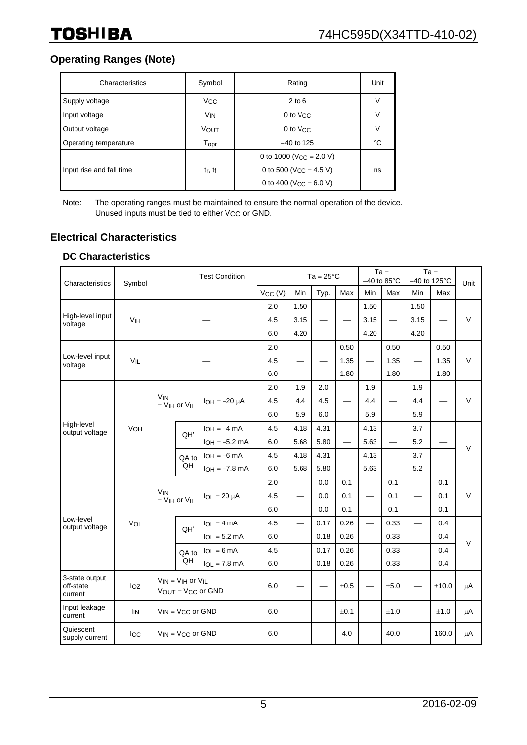## Operating Ranges (Note)

| Characteristics | Symbol | Rating | Unit |
|---|---|---|---|
| Supply voltage | $V_{CC}$ | 2 to 6 | V |
| Input voltage | $V_{IN}$ | 0 to $V_{CC}$ | V |
| Output voltage | $V_{OUT}$ | 0 to $V_{CC}$ | V |
| Operating temperature | $T_{opr}$ | −40 to 125 | °C |
| Input rise and fall time | $t_r$, $t_f$ | 0 to 1000 ($V_{CC}$ = 2.0 V)<br>0 to 500 ($V_{CC}$ = 4.5 V)<br>0 to 400 ($V_{CC}$ = 6.0 V) | ns |

Note: The operating ranges must be maintained to ensure the normal operation of the device.
Unused inputs must be tied to either $V_{CC}$ or GND.

## Electrical Characteristics

### DC Characteristics

| Characteristics | Symbol | Test Condition | | | | Ta = 25°C | | | Ta = −40 to 85°C | | Ta = −40 to 125°C | | Unit |
|---|---|---|---|---|---|---|---|---|---|---|---|---|---|
| | | | | | $V_{CC}$ (V) | Min | Typ. | Max | Min | Max | Min | Max | |
| High-level input voltage | $V_{IH}$ | — | | | 2.0 | 1.50 | — | — | 1.50 | — | 1.50 | — | V |
| | | | | | 4.5 | 3.15 | — | — | 3.15 | — | 3.15 | — | |
| | | | | | 6.0 | 4.20 | — | — | 4.20 | — | 4.20 | — | |
| Low-level input voltage | $V_{IL}$ | — | | | 2.0 | — | — | 0.50 | — | 0.50 | — | 0.50 | V |
| | | | | | 4.5 | — | — | 1.35 | — | 1.35 | — | 1.35 | |
| | | | | | 6.0 | — | — | 1.80 | — | 1.80 | — | 1.80 | |
| High-level output voltage | $V_{OH}$ | $V_{IN}$ = $V_{IH}$ or $V_{IL}$ | | $I_{OH}$ = −20 μA | 2.0 | 1.9 | 2.0 | — | 1.9 | — | 1.9 | — | V |
| | | | | | 4.5 | 4.4 | 4.5 | — | 4.4 | — | 4.4 | — | |
| | | | | | 6.0 | 5.9 | 6.0 | — | 5.9 | — | 5.9 | — | |
| | | | QH' | $I_{OH}$ = −4 mA | 4.5 | 4.18 | 4.31 | — | 4.13 | — | 3.7 | — | V |
| | | | | $I_{OH}$ = −5.2 mA | 6.0 | 5.68 | 5.80 | — | 5.63 | — | 5.2 | — | |
| | | | QA to QH | $I_{OH}$ = −6 mA | 4.5 | 4.18 | 4.31 | — | 4.13 | — | 3.7 | — | |
| | | | | $I_{OH}$ = −7.8 mA | 6.0 | 5.68 | 5.80 | — | 5.63 | — | 5.2 | — | |
| Low-level output voltage | $V_{OL}$ | $V_{IN}$ = $V_{IH}$ or $V_{IL}$ | | $I_{OL}$ = 20 μA | 2.0 | — | 0.0 | 0.1 | — | 0.1 | — | 0.1 | V |
| | | | | | 4.5 | — | 0.0 | 0.1 | — | 0.1 | — | 0.1 | |
| | | | | | 6.0 | — | 0.0 | 0.1 | — | 0.1 | — | 0.1 | |
| | | | QH' | $I_{OL}$ = 4 mA | 4.5 | — | 0.17 | 0.26 | — | 0.33 | — | 0.4 | V |
| | | | | $I_{OL}$ = 5.2 mA | 6.0 | — | 0.18 | 0.26 | — | 0.33 | — | 0.4 | |
| | | | QA to QH | $I_{OL}$ = 6 mA | 4.5 | — | 0.17 | 0.26 | — | 0.33 | — | 0.4 | |
| | | | | $I_{OL}$ = 7.8 mA | 6.0 | — | 0.18 | 0.26 | — | 0.33 | — | 0.4 | |
| 3-state output off-state current | $I_{OZ}$ | $V_{IN}$ = $V_{IH}$ or $V_{IL}$<br>$V_{OUT}$ = $V_{CC}$ or GND | | | 6.0 | — | — | ±0.5 | — | ±5.0 | — | ±10.0 | μA |
| Input leakage current | $I_{IN}$ | $V_{IN}$ = $V_{CC}$ or GND | | | 6.0 | — | — | ±0.1 | — | ±1.0 | — | ±1.0 | μA |
| Quiescent supply current | $I_{CC}$ | $V_{IN}$ = $V_{CC}$ or GND | | | 6.0 | — | — | 4.0 | — | 40.0 | — | 160.0 | μA |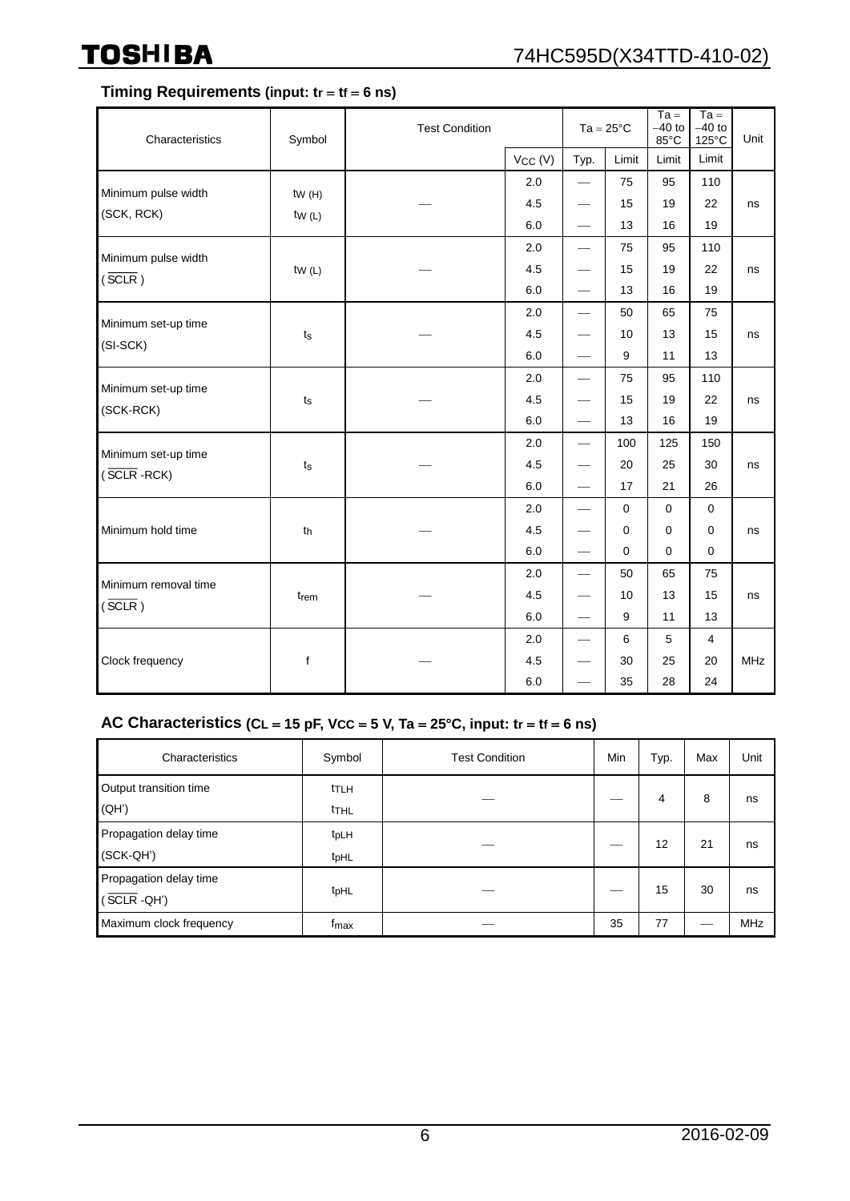### Timing Requirements (input: $t_r = t_f = 6$ ns)

| Characteristics | Symbol | Test Condition | | Ta = 25°C | | Ta = −40 to 85°C | Ta = −40 to 125°C | Unit |
|---|---|---|---|---|---|---|---|---|
| | | | $V_{CC}$ (V) | Typ. | Limit | Limit | Limit | |
| Minimum pulse width (SCK, RCK) | $t_{W(H)}$ $t_{W(L)}$ | — | 2.0 | — | 75 | 95 | 110 | ns |
| | | | 4.5 | — | 15 | 19 | 22 | |
| | | | 6.0 | — | 13 | 16 | 19 | |
| Minimum pulse width ($\overline{SCLR}$) | $t_{W(L)}$ | — | 2.0 | — | 75 | 95 | 110 | ns |
| | | | 4.5 | — | 15 | 19 | 22 | |
| | | | 6.0 | — | 13 | 16 | 19 | |
| Minimum set-up time (SI-SCK) | $t_s$ | — | 2.0 | — | 50 | 65 | 75 | ns |
| | | | 4.5 | — | 10 | 13 | 15 | |
| | | | 6.0 | — | 9 | 11 | 13 | |
| Minimum set-up time (SCK-RCK) | $t_s$ | — | 2.0 | — | 75 | 95 | 110 | ns |
| | | | 4.5 | — | 15 | 19 | 22 | |
| | | | 6.0 | — | 13 | 16 | 19 | |
| Minimum set-up time ($\overline{SCLR}$ -RCK) | $t_s$ | — | 2.0 | — | 100 | 125 | 150 | ns |
| | | | 4.5 | — | 20 | 25 | 30 | |
| | | | 6.0 | — | 17 | 21 | 26 | |
| Minimum hold time | $t_h$ | — | 2.0 | — | 0 | 0 | 0 | ns |
| | | | 4.5 | — | 0 | 0 | 0 | |
| | | | 6.0 | — | 0 | 0 | 0 | |
| Minimum removal time ($\overline{SCLR}$) | $t_{rem}$ | — | 2.0 | — | 50 | 65 | 75 | ns |
| | | | 4.5 | — | 10 | 13 | 15 | |
| | | | 6.0 | — | 9 | 11 | 13 | |
| Clock frequency | f | — | 2.0 | — | 6 | 5 | 4 | MHz |
| | | | 4.5 | — | 30 | 25 | 20 | |
| | | | 6.0 | — | 35 | 28 | 24 | |

### AC Characteristics ($C_L = 15$ pF, $V_{CC} = 5$ V, Ta = 25°C, input: $t_r = t_f = 6$ ns)

| Characteristics | Symbol | Test Condition | Min | Typ. | Max | Unit |
|---|---|---|---|---|---|---|
| Output transition time (QH') | $t_{TLH}$ $t_{THL}$ | — | — | 4 | 8 | ns |
| Propagation delay time (SCK-QH') | $t_{pLH}$ $t_{pHL}$ | — | — | 12 | 21 | ns |
| Propagation delay time ($\overline{SCLR}$ -QH') | $t_{pHL}$ | — | — | 15 | 30 | ns |
| Maximum clock frequency | $f_{max}$ | — | 35 | 77 | — | MHz |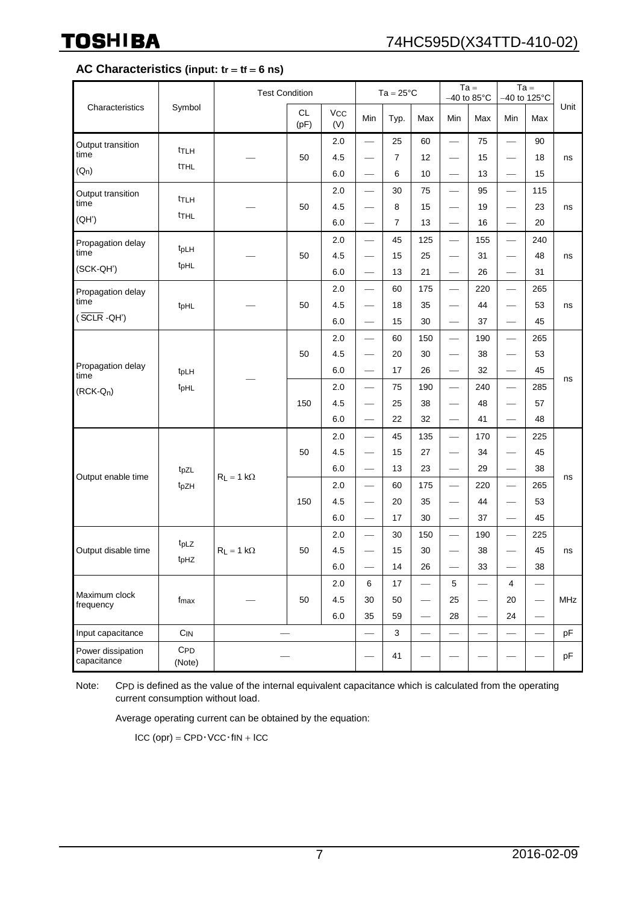## AC Characteristics (input: $t_r = t_f = 6$ ns)

| Characteristics | Symbol | Test Condition | | | Ta = 25°C | | | Ta = −40 to 85°C | | Ta = −40 to 125°C | | Unit |
|---|---|---|---|---|---|---|---|---|---|---|---|---|
| | | | CL (pF) | $V_{CC}$ (V) | Min | Typ. | Max | Min | Max | Min | Max | |
| Output transition time ($Q_n$) | $t_{TLH}$ $t_{THL}$ | — | 50 | 2.0 | — | 25 | 60 | — | 75 | — | 90 | ns |
| | | | | 4.5 | — | 7 | 12 | — | 15 | — | 18 | |
| | | | | 6.0 | — | 6 | 10 | — | 13 | — | 15 | |
| Output transition time (QH') | $t_{TLH}$ $t_{THL}$ | — | 50 | 2.0 | — | 30 | 75 | — | 95 | — | 115 | ns |
| | | | | 4.5 | — | 8 | 15 | — | 19 | — | 23 | |
| | | | | 6.0 | — | 7 | 13 | — | 16 | — | 20 | |
| Propagation delay time (SCK-QH') | $t_{pLH}$ $t_{pHL}$ | — | 50 | 2.0 | — | 45 | 125 | — | 155 | — | 240 | ns |
| | | | | 4.5 | — | 15 | 25 | — | 31 | — | 48 | |
| | | | | 6.0 | — | 13 | 21 | — | 26 | — | 31 | |
| Propagation delay time ($\overline{SCLR}$ -QH') | $t_{pHL}$ | — | 50 | 2.0 | — | 60 | 175 | — | 220 | — | 265 | ns |
| | | | | 4.5 | — | 18 | 35 | — | 44 | — | 53 | |
| | | | | 6.0 | — | 15 | 30 | — | 37 | — | 45 | |
| Propagation delay time ($RCK-Q_n$) | $t_{pLH}$ $t_{pHL}$ | — | 50 | 2.0 | — | 60 | 150 | — | 190 | — | 265 | ns |
| | | | | 4.5 | — | 20 | 30 | — | 38 | — | 53 | |
| | | | | 6.0 | — | 17 | 26 | — | 32 | — | 45 | |
| | | | 150 | 2.0 | — | 75 | 190 | — | 240 | — | 285 | |
| | | | | 4.5 | — | 25 | 38 | — | 48 | — | 57 | |
| | | | | 6.0 | — | 22 | 32 | — | 41 | — | 48 | |
| Output enable time | $t_{pZL}$ $t_{pZH}$ | $R_L = 1\ k\Omega$ | 50 | 2.0 | — | 45 | 135 | — | 170 | — | 225 | ns |
| | | | | 4.5 | — | 15 | 27 | — | 34 | — | 45 | |
| | | | | 6.0 | — | 13 | 23 | — | 29 | — | 38 | |
| | | | 150 | 2.0 | — | 60 | 175 | — | 220 | — | 265 | |
| | | | | 4.5 | — | 20 | 35 | — | 44 | — | 53 | |
| | | | | 6.0 | — | 17 | 30 | — | 37 | — | 45 | |
| Output disable time | $t_{pLZ}$ $t_{pHZ}$ | $R_L = 1\ k\Omega$ | 50 | 2.0 | — | 30 | 150 | — | 190 | — | 225 | ns |
| | | | | 4.5 | — | 15 | 30 | — | 38 | — | 45 | |
| | | | | 6.0 | — | 14 | 26 | — | 33 | — | 38 | |
| Maximum clock frequency | $f_{max}$ | — | 50 | 2.0 | 6 | 17 | — | 5 | — | 4 | — | MHz |
| | | | | 4.5 | 30 | 50 | — | 25 | — | 20 | — | |
| | | | | 6.0 | 35 | 59 | — | 28 | — | 24 | — | |
| Input capacitance | $C_{IN}$ | — | | | — | 3 | — | — | — | — | — | pF |
| Power dissipation capacitance | $C_{PD}$ (Note) | — | | | — | 41 | — | — | — | — | — | pF |

Note: $C_{PD}$ is defined as the value of the internal equivalent capacitance which is calculated from the operating current consumption without load.

Average operating current can be obtained by the equation:

$I_{CC}\ (opr) = C_{PD} \cdot V_{CC} \cdot f_{IN} + I_{CC}$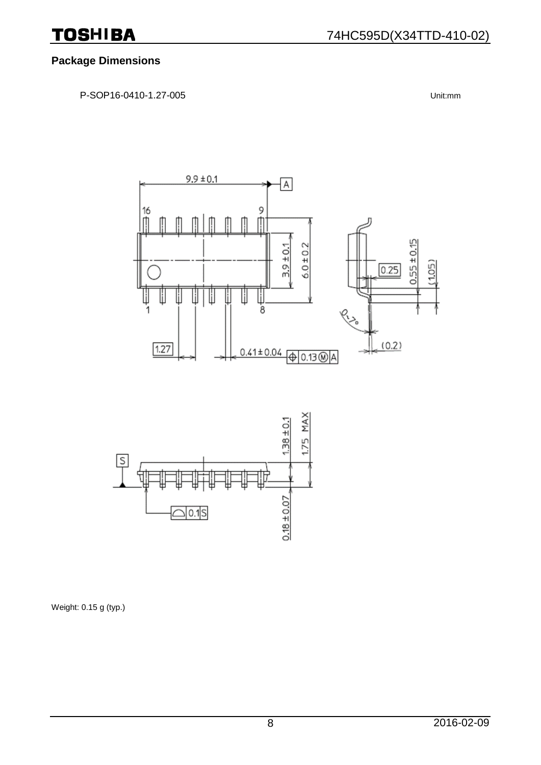## Package Dimensions

P-SOP16-0410-1.27-005

Unit:mm

9.9 ± 0.1

A

16

9

1

8

3.9 ± 0.1

6.0 ± 0.2

0.25

0.55 ± 0.15

(1.05)

0~7°

(0.2)

1.27

0.41 ± 0.04

⊕ 0.13 Ⓜ A

S

1.38 ± 0.1

1.75 MAX

0.18 ± 0.07

⌓ 0.1 S

Weight: 0.15 g (typ.)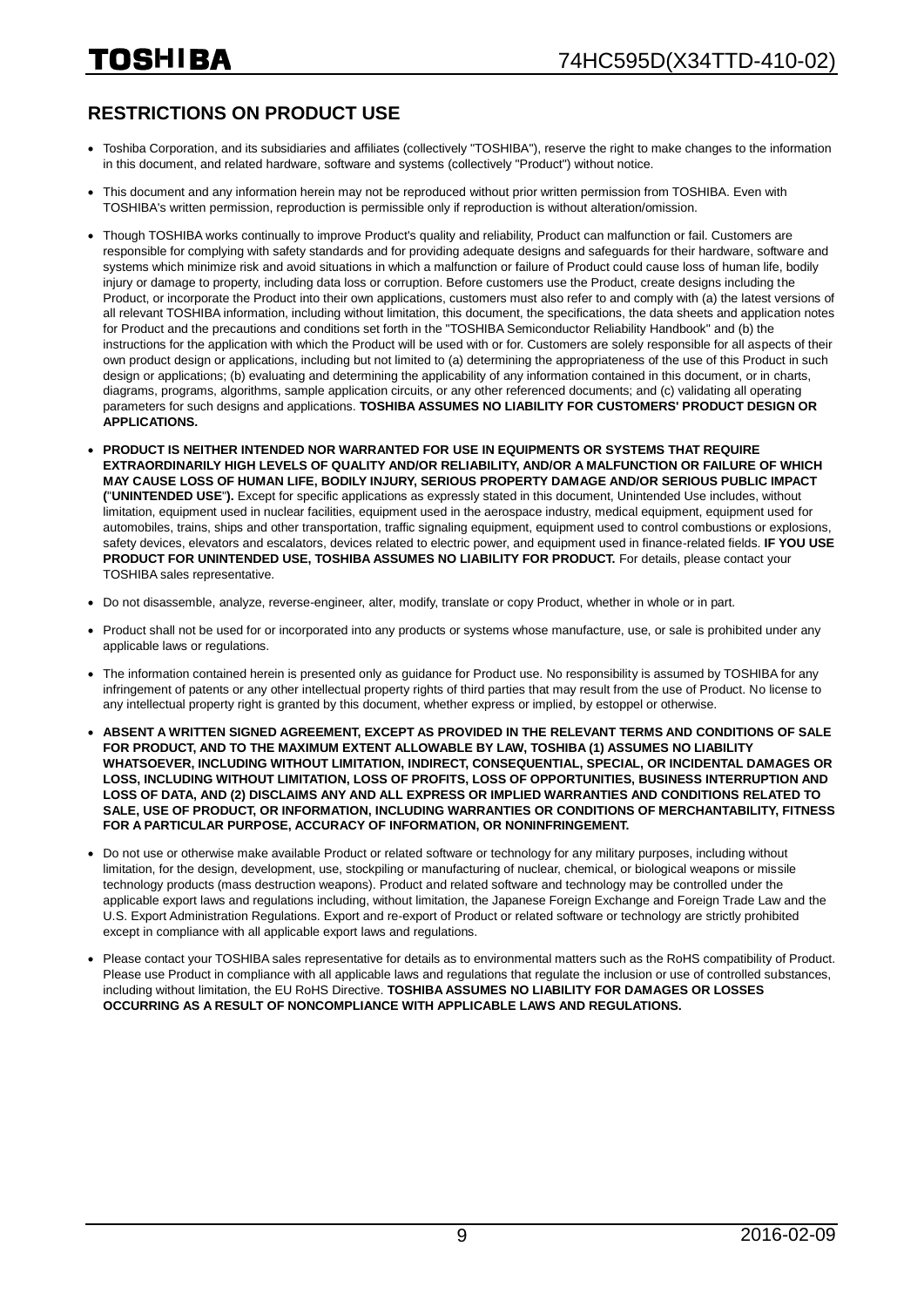## RESTRICTIONS ON PRODUCT USE

- Toshiba Corporation, and its subsidiaries and affiliates (collectively "TOSHIBA"), reserve the right to make changes to the information in this document, and related hardware, software and systems (collectively "Product") without notice.
- This document and any information herein may not be reproduced without prior written permission from TOSHIBA. Even with TOSHIBA's written permission, reproduction is permissible only if reproduction is without alteration/omission.
- Though TOSHIBA works continually to improve Product's quality and reliability, Product can malfunction or fail. Customers are responsible for complying with safety standards and for providing adequate designs and safeguards for their hardware, software and systems which minimize risk and avoid situations in which a malfunction or failure of Product could cause loss of human life, bodily injury or damage to property, including data loss or corruption. Before customers use the Product, create designs including the Product, or incorporate the Product into their own applications, customers must also refer to and comply with (a) the latest versions of all relevant TOSHIBA information, including without limitation, this document, the specifications, the data sheets and application notes for Product and the precautions and conditions set forth in the "TOSHIBA Semiconductor Reliability Handbook" and (b) the instructions for the application with which the Product will be used with or for. Customers are solely responsible for all aspects of their own product design or applications, including but not limited to (a) determining the appropriateness of the use of this Product in such design or applications; (b) evaluating and determining the applicability of any information contained in this document, or in charts, diagrams, programs, algorithms, sample application circuits, or any other referenced documents; and (c) validating all operating parameters for such designs and applications. **TOSHIBA ASSUMES NO LIABILITY FOR CUSTOMERS' PRODUCT DESIGN OR APPLICATIONS.**
- **PRODUCT IS NEITHER INTENDED NOR WARRANTED FOR USE IN EQUIPMENTS OR SYSTEMS THAT REQUIRE EXTRAORDINARILY HIGH LEVELS OF QUALITY AND/OR RELIABILITY, AND/OR A MALFUNCTION OR FAILURE OF WHICH MAY CAUSE LOSS OF HUMAN LIFE, BODILY INJURY, SERIOUS PROPERTY DAMAGE AND/OR SERIOUS PUBLIC IMPACT ("UNINTENDED USE").** Except for specific applications as expressly stated in this document, Unintended Use includes, without limitation, equipment used in nuclear facilities, equipment used in the aerospace industry, medical equipment, equipment used for automobiles, trains, ships and other transportation, traffic signaling equipment, equipment used to control combustions or explosions, safety devices, elevators and escalators, devices related to electric power, and equipment used in finance-related fields. **IF YOU USE PRODUCT FOR UNINTENDED USE, TOSHIBA ASSUMES NO LIABILITY FOR PRODUCT.** For details, please contact your TOSHIBA sales representative.
- Do not disassemble, analyze, reverse-engineer, alter, modify, translate or copy Product, whether in whole or in part.
- Product shall not be used for or incorporated into any products or systems whose manufacture, use, or sale is prohibited under any applicable laws or regulations.
- The information contained herein is presented only as guidance for Product use. No responsibility is assumed by TOSHIBA for any infringement of patents or any other intellectual property rights of third parties that may result from the use of Product. No license to any intellectual property right is granted by this document, whether express or implied, by estoppel or otherwise.
- **ABSENT A WRITTEN SIGNED AGREEMENT, EXCEPT AS PROVIDED IN THE RELEVANT TERMS AND CONDITIONS OF SALE FOR PRODUCT, AND TO THE MAXIMUM EXTENT ALLOWABLE BY LAW, TOSHIBA (1) ASSUMES NO LIABILITY WHATSOEVER, INCLUDING WITHOUT LIMITATION, INDIRECT, CONSEQUENTIAL, SPECIAL, OR INCIDENTAL DAMAGES OR LOSS, INCLUDING WITHOUT LIMITATION, LOSS OF PROFITS, LOSS OF OPPORTUNITIES, BUSINESS INTERRUPTION AND LOSS OF DATA, AND (2) DISCLAIMS ANY AND ALL EXPRESS OR IMPLIED WARRANTIES AND CONDITIONS RELATED TO SALE, USE OF PRODUCT, OR INFORMATION, INCLUDING WARRANTIES OR CONDITIONS OF MERCHANTABILITY, FITNESS FOR A PARTICULAR PURPOSE, ACCURACY OF INFORMATION, OR NONINFRINGEMENT.**
- Do not use or otherwise make available Product or related software or technology for any military purposes, including without limitation, for the design, development, use, stockpiling or manufacturing of nuclear, chemical, or biological weapons or missile technology products (mass destruction weapons). Product and related software and technology may be controlled under the applicable export laws and regulations including, without limitation, the Japanese Foreign Exchange and Foreign Trade Law and the U.S. Export Administration Regulations. Export and re-export of Product or related software or technology are strictly prohibited except in compliance with all applicable export laws and regulations.
- Please contact your TOSHIBA sales representative for details as to environmental matters such as the RoHS compatibility of Product. Please use Product in compliance with all applicable laws and regulations that regulate the inclusion or use of controlled substances, including without limitation, the EU RoHS Directive. **TOSHIBA ASSUMES NO LIABILITY FOR DAMAGES OR LOSSES OCCURRING AS A RESULT OF NONCOMPLIANCE WITH APPLICABLE LAWS AND REGULATIONS.**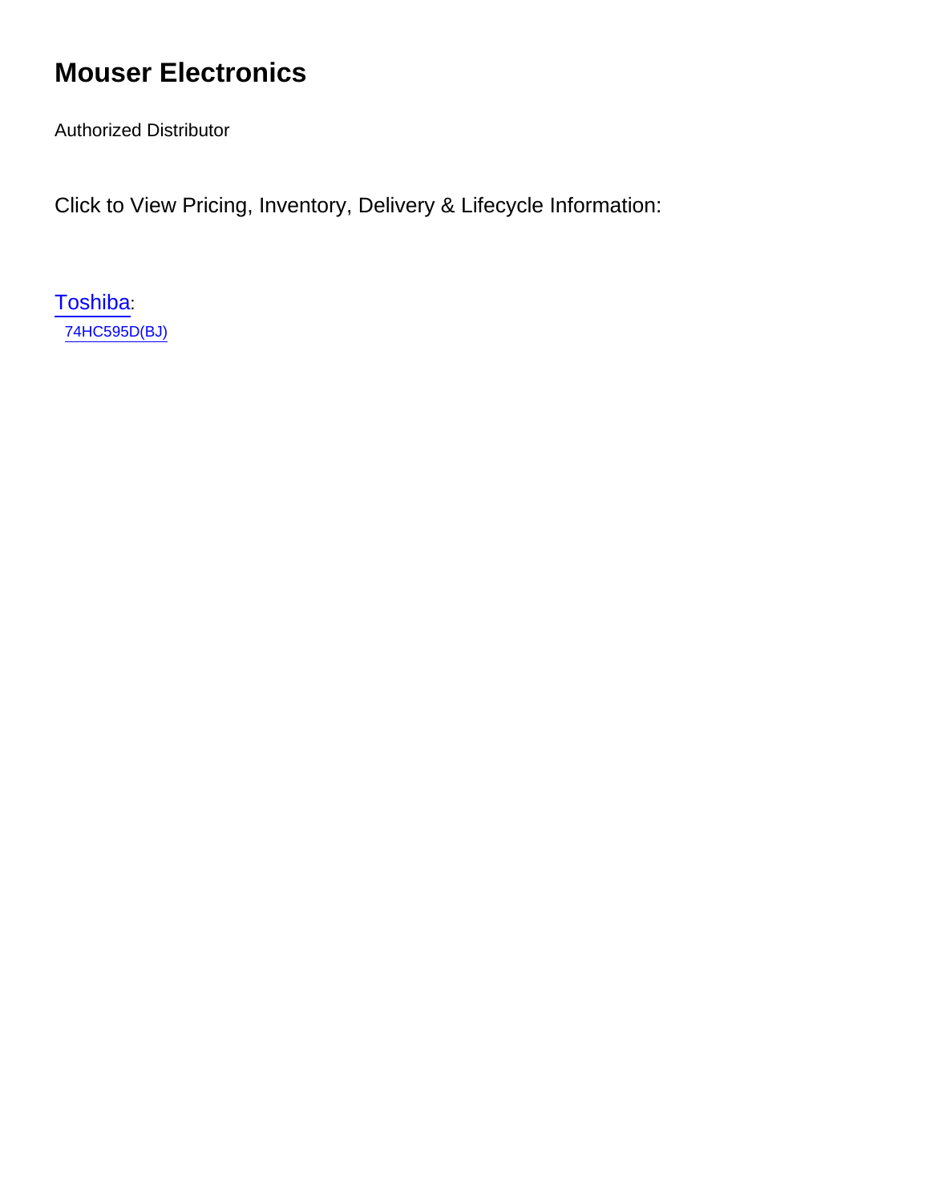# Mouser Electronics

Authorized Distributor

Click to View Pricing, Inventory, Delivery & Lifecycle Information:

Toshiba:

74HC595D(BJ)